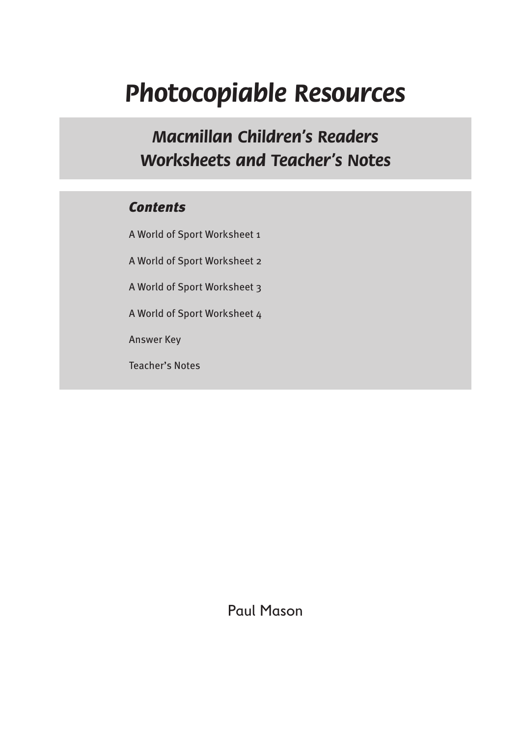# Photocopiable Resources

## Macmillan Children's Readers
## Worksheets and Teacher's Notes

### Contents

A World of Sport Worksheet 1

A World of Sport Worksheet 2

A World of Sport Worksheet 3

A World of Sport Worksheet 4

Answer Key

Teacher's Notes

Paul Mason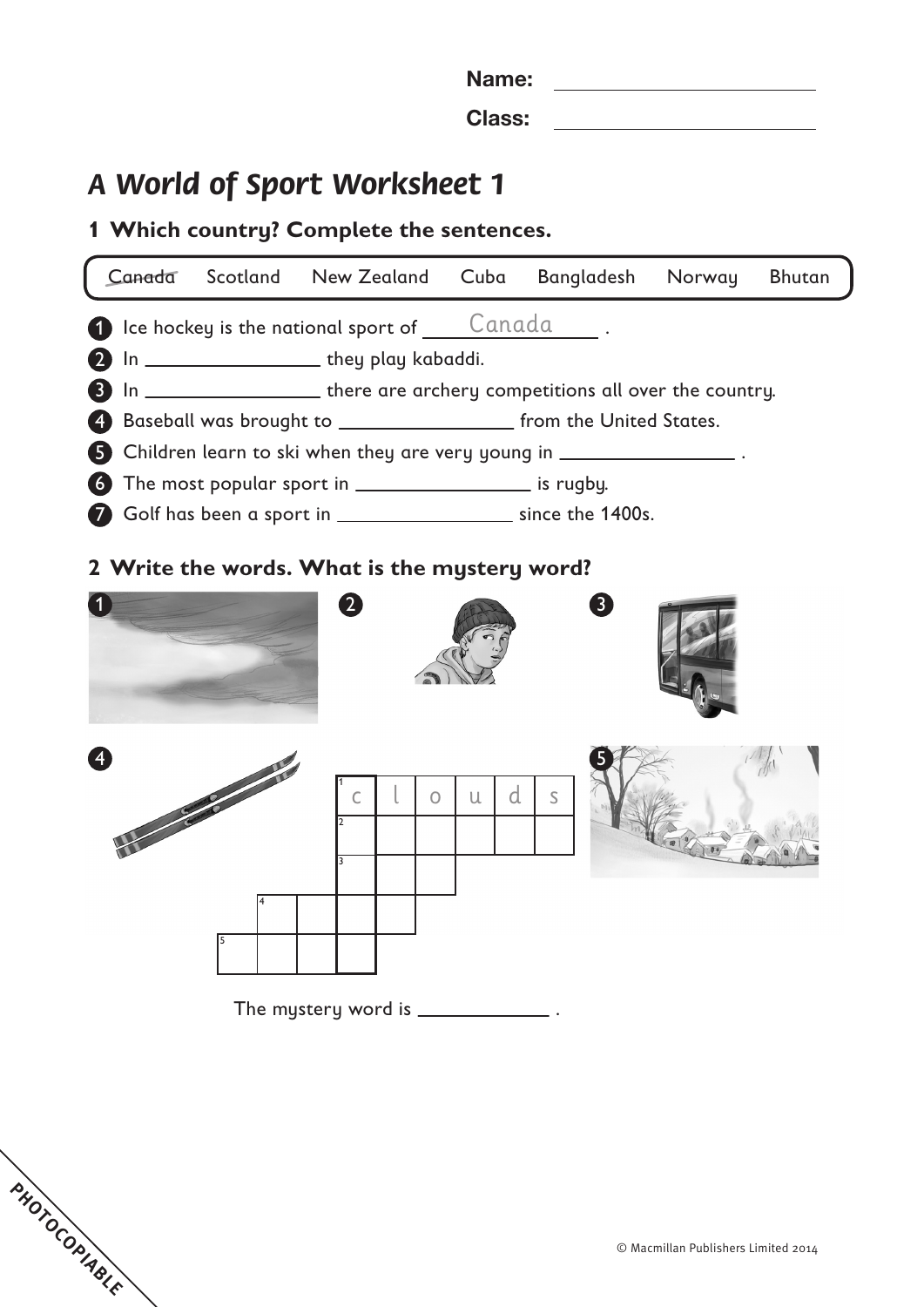Name: ____________________

Class: ____________________

# A World of Sport Worksheet 1

## 1 Which country? Complete the sentences.

| ~~Canada~~ | Scotland | New Zealand | Cuba | Bangladesh | Norway | Bhutan |
|---|---|---|---|---|---|---|

1. Ice hockey is the national sport of ____Canada____ .
2. In ________________ they play kabaddi.
3. In ________________ there are archery competitions all over the country.
4. Baseball was brought to ________________ from the United States.
5. Children learn to ski when they are very young in ________________ .
6. The most popular sport in ________________ is rugby.
7. Golf has been a sport in ________________ since the 1400s.

## 2 Write the words. What is the mystery word?

1 c l o u d s

2

3

4

5

The mystery word is ____________ .

PHOTOCOPIABLE

© Macmillan Publishers Limited 2014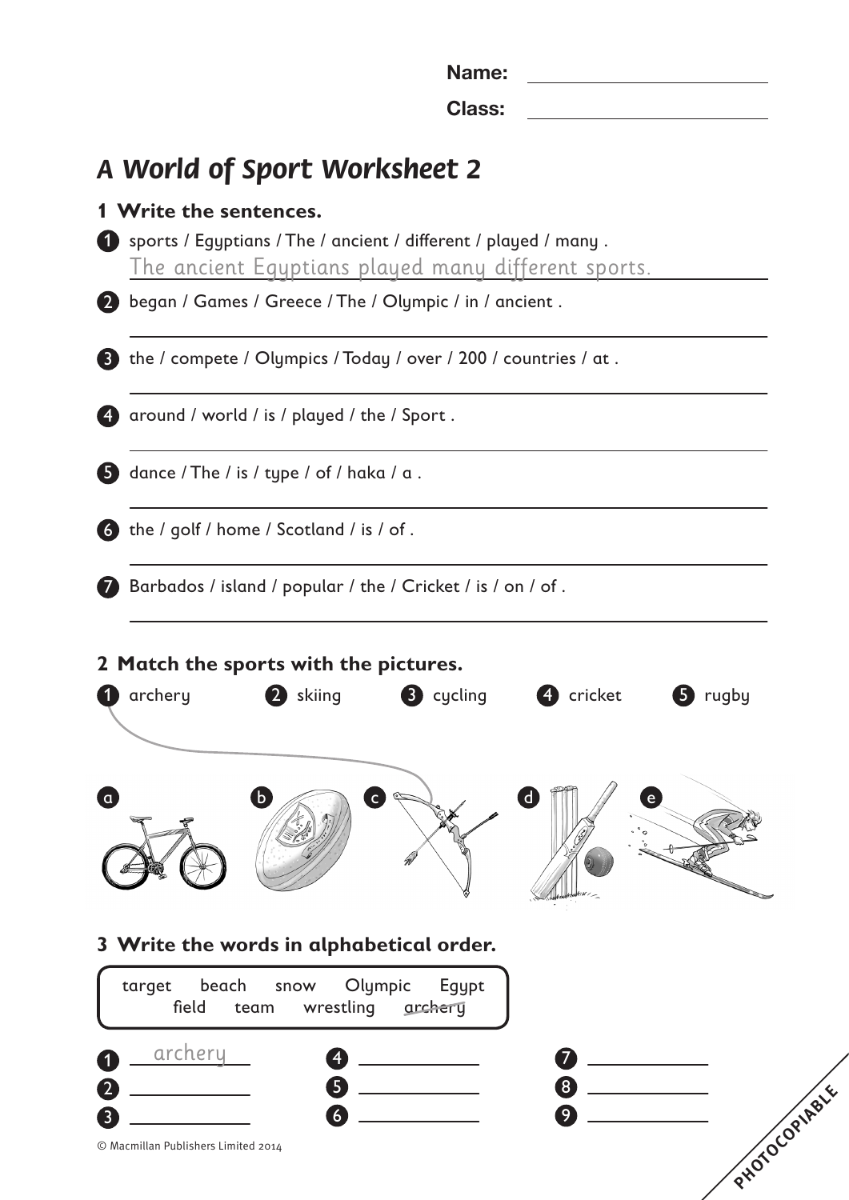Name: ____________________

Class: ____________________

# *A World of Sport Worksheet 2*

## 1 Write the sentences.

1. sports / Egyptians / The / ancient / different / played / many .
   The ancient Egyptians played many different sports.
2. began / Games / Greece / The / Olympic / in / ancient .
   ______________________________
3. the / compete / Olympics / Today / over / 200 / countries / at .
   ______________________________
4. around / world / is / played / the / Sport .
   ______________________________
5. dance / The / is / type / of / haka / a .
   ______________________________
6. the / golf / home / Scotland / is / of .
   ______________________________
7. Barbados / island / popular / the / Cricket / is / on / of .
   ______________________________

## 2 Match the sports with the pictures.

1 archery    2 skiing    3 cycling    4 cricket    5 rugby

a    b    c    d    e

## 3 Write the words in alphabetical order.

target    beach    snow    Olympic    Egypt
field    team    wrestling    ~~archery~~

1. archery
2. ____________
3. ____________
4. ____________
5. ____________
6. ____________
7. ____________
8. ____________
9. ____________

© Macmillan Publishers Limited 2014

PHOTOCOPIABLE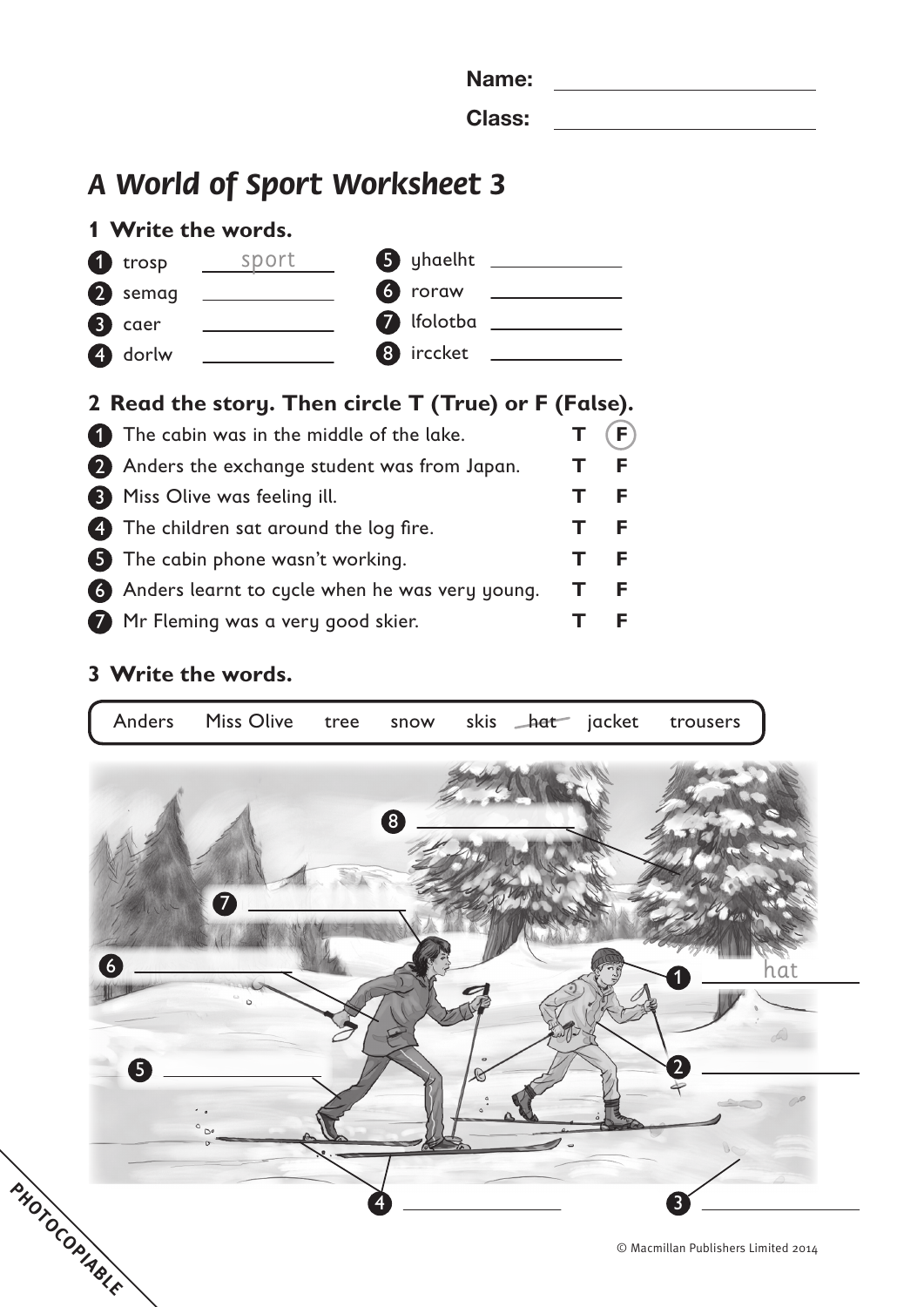Name: ____________________

Class: ____________________

# *A World of Sport Worksheet 3*

## 1 Write the words.

1. trosp ___sport___
2. semag __________
3. caer __________
4. dorlw __________
5. yhaelht __________
6. roraw __________
7. lfolotba __________
8. irccket __________

## 2 Read the story. Then circle T (True) or F (False).

| | | | |
|---|---|---|---|
| 1 | The cabin was in the middle of the lake. | T | (F) |
| 2 | Anders the exchange student was from Japan. | T | F |
| 3 | Miss Olive was feeling ill. | T | F |
| 4 | The children sat around the log fire. | T | F |
| 5 | The cabin phone wasn't working. | T | F |
| 6 | Anders learnt to cycle when he was very young. | T | F |
| 7 | Mr Fleming was a very good skier. | T | F |

## 3 Write the words.

Anders   Miss Olive   tree   snow   skis   ~~hat~~   jacket   trousers

1. ___hat___
2. __________
3. __________
4. __________
5. __________
6. __________
7. __________
8. __________

PHOTOCOPIABLE

© Macmillan Publishers Limited 2014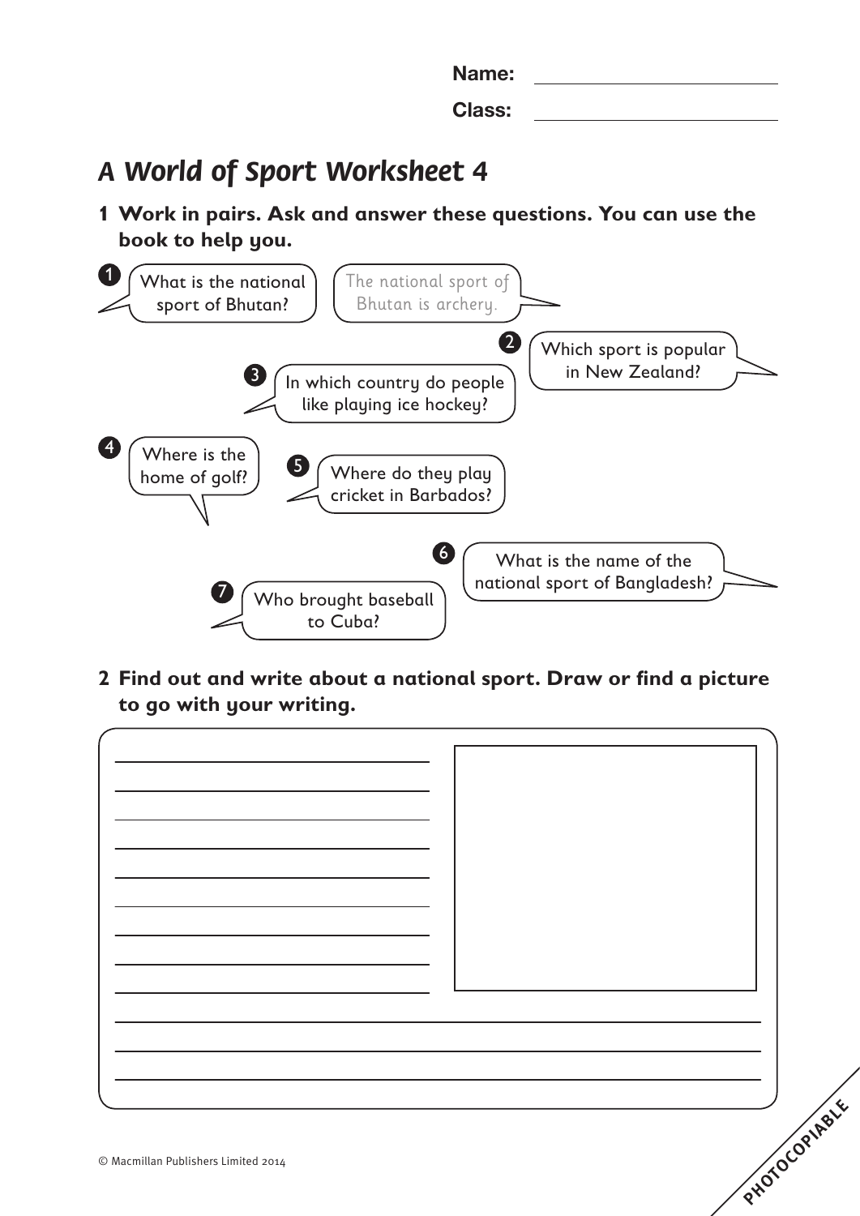Name: ______________________

Class: ______________________

# A World of Sport Worksheet 4

**1 Work in pairs. Ask and answer these questions. You can use the book to help you.**

1. What is the national sport of Bhutan?
   *The national sport of Bhutan is archery.*
2. Which sport is popular in New Zealand?
3. In which country do people like playing ice hockey?
4. Where is the home of golf?
5. Where do they play cricket in Barbados?
6. What is the name of the national sport of Bangladesh?
7. Who brought baseball to Cuba?

**2 Find out and write about a national sport. Draw or find a picture to go with your writing.**

© Macmillan Publishers Limited 2014

PHOTOCOPIABLE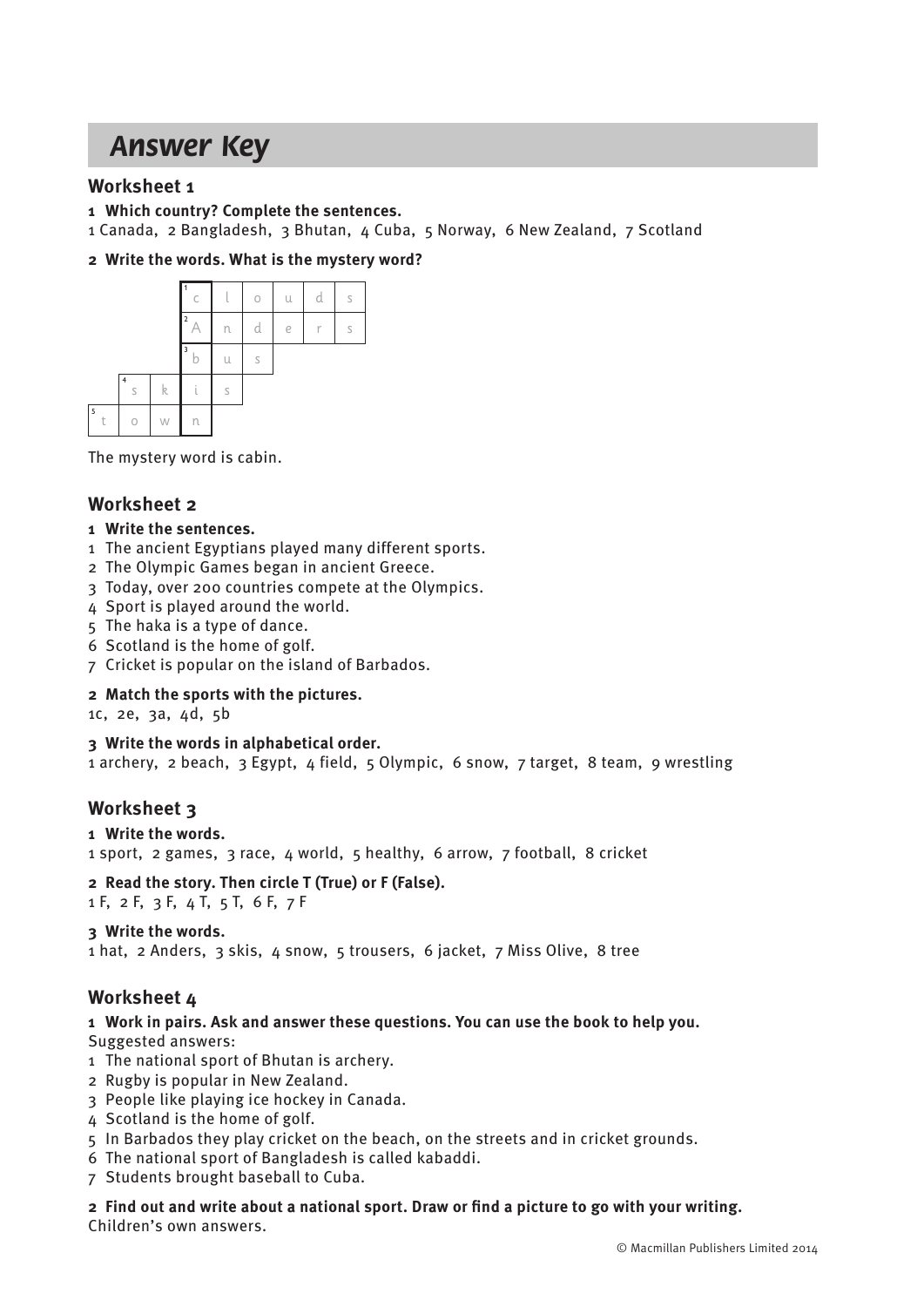# Answer Key

## Worksheet 1

**1 Which country? Complete the sentences.**

1 Canada, 2 Bangladesh, 3 Bhutan, 4 Cuba, 5 Norway, 6 New Zealand, 7 Scotland

**2 Write the words. What is the mystery word?**

| | | | | | | | | |
|---|---|---|---|---|---|---|---|---|
| | | | 1 c | l | o | u | d | s |
| | | | 2 A | n | d | e | r | s |
| | | | 3 b | u | s | | | |
| | 4 s | k | i | s | | | | |
| 5 t | o | w | n | | | | | |

The mystery word is cabin.

## Worksheet 2

**1 Write the sentences.**

1 The ancient Egyptians played many different sports.
2 The Olympic Games began in ancient Greece.
3 Today, over 200 countries compete at the Olympics.
4 Sport is played around the world.
5 The haka is a type of dance.
6 Scotland is the home of golf.
7 Cricket is popular on the island of Barbados.

**2 Match the sports with the pictures.**

1c, 2e, 3a, 4d, 5b

**3 Write the words in alphabetical order.**

1 archery, 2 beach, 3 Egypt, 4 field, 5 Olympic, 6 snow, 7 target, 8 team, 9 wrestling

## Worksheet 3

**1 Write the words.**

1 sport, 2 games, 3 race, 4 world, 5 healthy, 6 arrow, 7 football, 8 cricket

**2 Read the story. Then circle T (True) or F (False).**

1 F, 2 F, 3 F, 4 T, 5 T, 6 F, 7 F

**3 Write the words.**

1 hat, 2 Anders, 3 skis, 4 snow, 5 trousers, 6 jacket, 7 Miss Olive, 8 tree

## Worksheet 4

**1 Work in pairs. Ask and answer these questions. You can use the book to help you.**

Suggested answers:

1 The national sport of Bhutan is archery.
2 Rugby is popular in New Zealand.
3 People like playing ice hockey in Canada.
4 Scotland is the home of golf.
5 In Barbados they play cricket on the beach, on the streets and in cricket grounds.
6 The national sport of Bangladesh is called kabaddi.
7 Students brought baseball to Cuba.

**2 Find out and write about a national sport. Draw or find a picture to go with your writing.**

Children's own answers.

© Macmillan Publishers Limited 2014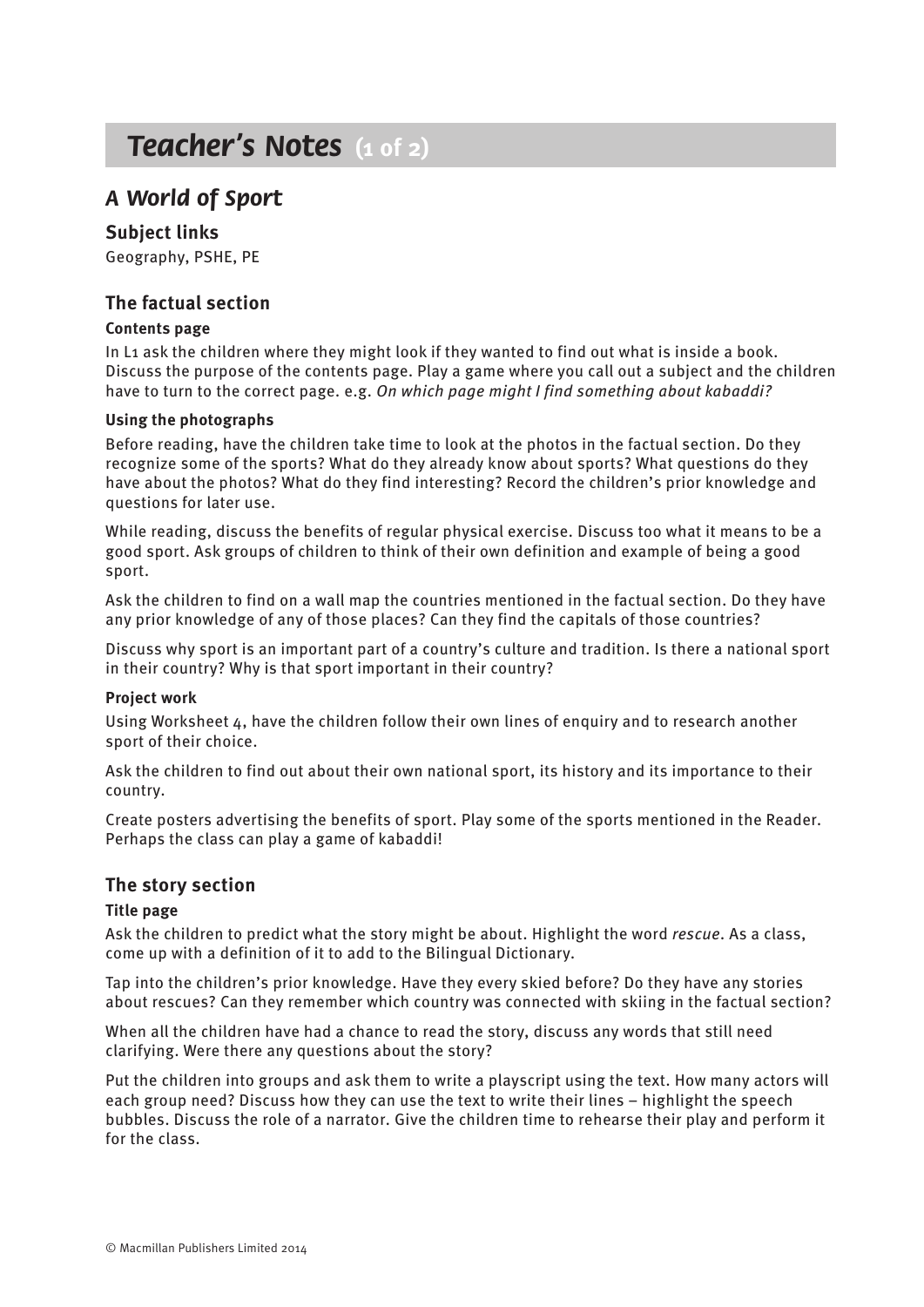# *Teacher's Notes* (1 of 2)

## *A World of Sport*

### Subject links

Geography, PSHE, PE

### The factual section

#### Contents page

In L1 ask the children where they might look if they wanted to find out what is inside a book. Discuss the purpose of the contents page. Play a game where you call out a subject and the children have to turn to the correct page. e.g. *On which page might I find something about kabaddi?*

#### Using the photographs

Before reading, have the children take time to look at the photos in the factual section. Do they recognize some of the sports? What do they already know about sports? What questions do they have about the photos? What do they find interesting? Record the children's prior knowledge and questions for later use.

While reading, discuss the benefits of regular physical exercise. Discuss too what it means to be a good sport. Ask groups of children to think of their own definition and example of being a good sport.

Ask the children to find on a wall map the countries mentioned in the factual section. Do they have any prior knowledge of any of those places? Can they find the capitals of those countries?

Discuss why sport is an important part of a country's culture and tradition. Is there a national sport in their country? Why is that sport important in their country?

#### Project work

Using Worksheet 4, have the children follow their own lines of enquiry and to research another sport of their choice.

Ask the children to find out about their own national sport, its history and its importance to their country.

Create posters advertising the benefits of sport. Play some of the sports mentioned in the Reader. Perhaps the class can play a game of kabaddi!

### The story section

#### Title page

Ask the children to predict what the story might be about. Highlight the word *rescue*. As a class, come up with a definition of it to add to the Bilingual Dictionary.

Tap into the children's prior knowledge. Have they every skied before? Do they have any stories about rescues? Can they remember which country was connected with skiing in the factual section?

When all the children have had a chance to read the story, discuss any words that still need clarifying. Were there any questions about the story?

Put the children into groups and ask them to write a playscript using the text. How many actors will each group need? Discuss how they can use the text to write their lines – highlight the speech bubbles. Discuss the role of a narrator. Give the children time to rehearse their play and perform it for the class.

© Macmillan Publishers Limited 2014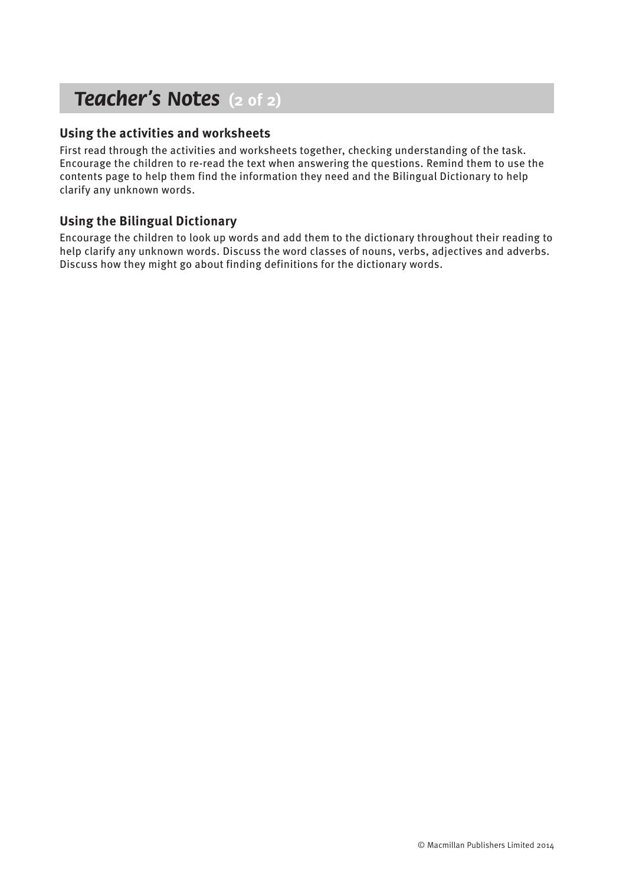# *Teacher's Notes* (2 of 2)

## Using the activities and worksheets

First read through the activities and worksheets together, checking understanding of the task. Encourage the children to re-read the text when answering the questions. Remind them to use the contents page to help them find the information they need and the Bilingual Dictionary to help clarify any unknown words.

## Using the Bilingual Dictionary

Encourage the children to look up words and add them to the dictionary throughout their reading to help clarify any unknown words. Discuss the word classes of nouns, verbs, adjectives and adverbs. Discuss how they might go about finding definitions for the dictionary words.

© Macmillan Publishers Limited 2014